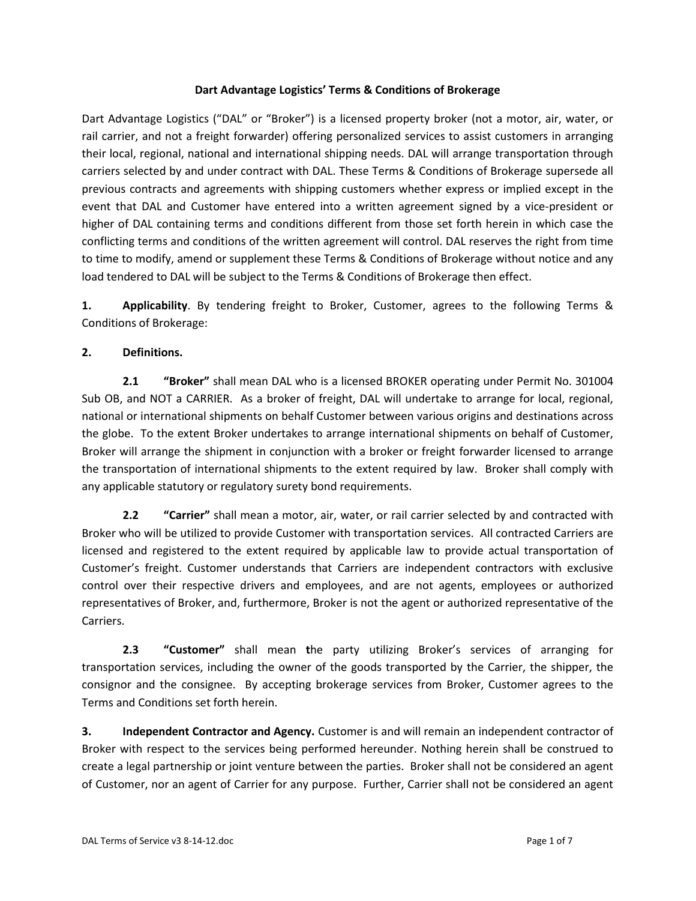# Dart Advantage Logistics' Terms & Conditions of Brokerage

Dart Advantage Logistics ("DAL" or "Broker") is a licensed property broker (not a motor, air, water, or rail carrier, and not a freight forwarder) offering personalized services to assist customers in arranging their local, regional, national and international shipping needs. DAL will arrange transportation through carriers selected by and under contract with DAL. These Terms & Conditions of Brokerage supersede all previous contracts and agreements with shipping customers whether express or implied except in the event that DAL and Customer have entered into a written agreement signed by a vice-president or higher of DAL containing terms and conditions different from those set forth herein in which case the conflicting terms and conditions of the written agreement will control. DAL reserves the right from time to time to modify, amend or supplement these Terms & Conditions of Brokerage without notice and any load tendered to DAL will be subject to the Terms & Conditions of Brokerage then effect.

**1. Applicability**. By tendering freight to Broker, Customer, agrees to the following Terms & Conditions of Brokerage:

**2. Definitions.**

**2.1 "Broker"** shall mean DAL who is a licensed BROKER operating under Permit No. 301004 Sub OB, and NOT a CARRIER. As a broker of freight, DAL will undertake to arrange for local, regional, national or international shipments on behalf Customer between various origins and destinations across the globe. To the extent Broker undertakes to arrange international shipments on behalf of Customer, Broker will arrange the shipment in conjunction with a broker or freight forwarder licensed to arrange the transportation of international shipments to the extent required by law. Broker shall comply with any applicable statutory or regulatory surety bond requirements.

**2.2 "Carrier"** shall mean a motor, air, water, or rail carrier selected by and contracted with Broker who will be utilized to provide Customer with transportation services. All contracted Carriers are licensed and registered to the extent required by applicable law to provide actual transportation of Customer's freight. Customer understands that Carriers are independent contractors with exclusive control over their respective drivers and employees, and are not agents, employees or authorized representatives of Broker, and, furthermore, Broker is not the agent or authorized representative of the Carriers.

**2.3 "Customer"** shall mean **t**he party utilizing Broker's services of arranging for transportation services, including the owner of the goods transported by the Carrier, the shipper, the consignor and the consignee. By accepting brokerage services from Broker, Customer agrees to the Terms and Conditions set forth herein.

**3. Independent Contractor and Agency.** Customer is and will remain an independent contractor of Broker with respect to the services being performed hereunder. Nothing herein shall be construed to create a legal partnership or joint venture between the parties. Broker shall not be considered an agent of Customer, nor an agent of Carrier for any purpose. Further, Carrier shall not be considered an agent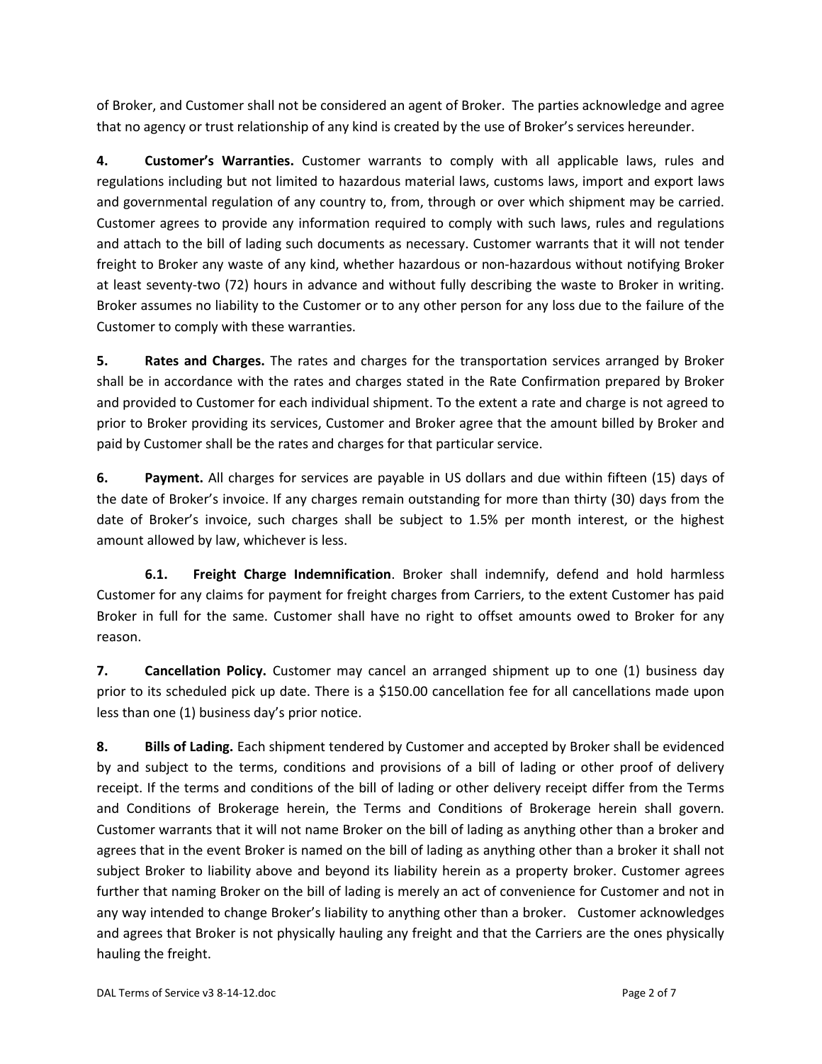of Broker, and Customer shall not be considered an agent of Broker. The parties acknowledge and agree that no agency or trust relationship of any kind is created by the use of Broker's services hereunder.

**4. Customer's Warranties.** Customer warrants to comply with all applicable laws, rules and regulations including but not limited to hazardous material laws, customs laws, import and export laws and governmental regulation of any country to, from, through or over which shipment may be carried. Customer agrees to provide any information required to comply with such laws, rules and regulations and attach to the bill of lading such documents as necessary. Customer warrants that it will not tender freight to Broker any waste of any kind, whether hazardous or non-hazardous without notifying Broker at least seventy-two (72) hours in advance and without fully describing the waste to Broker in writing. Broker assumes no liability to the Customer or to any other person for any loss due to the failure of the Customer to comply with these warranties.

**5. Rates and Charges.** The rates and charges for the transportation services arranged by Broker shall be in accordance with the rates and charges stated in the Rate Confirmation prepared by Broker and provided to Customer for each individual shipment. To the extent a rate and charge is not agreed to prior to Broker providing its services, Customer and Broker agree that the amount billed by Broker and paid by Customer shall be the rates and charges for that particular service.

**6. Payment.** All charges for services are payable in US dollars and due within fifteen (15) days of the date of Broker's invoice. If any charges remain outstanding for more than thirty (30) days from the date of Broker's invoice, such charges shall be subject to 1.5% per month interest, or the highest amount allowed by law, whichever is less.

**6.1. Freight Charge Indemnification**. Broker shall indemnify, defend and hold harmless Customer for any claims for payment for freight charges from Carriers, to the extent Customer has paid Broker in full for the same. Customer shall have no right to offset amounts owed to Broker for any reason.

**7. Cancellation Policy.** Customer may cancel an arranged shipment up to one (1) business day prior to its scheduled pick up date. There is a $150.00 cancellation fee for all cancellations made upon less than one (1) business day's prior notice.

**8. Bills of Lading.** Each shipment tendered by Customer and accepted by Broker shall be evidenced by and subject to the terms, conditions and provisions of a bill of lading or other proof of delivery receipt. If the terms and conditions of the bill of lading or other delivery receipt differ from the Terms and Conditions of Brokerage herein, the Terms and Conditions of Brokerage herein shall govern. Customer warrants that it will not name Broker on the bill of lading as anything other than a broker and agrees that in the event Broker is named on the bill of lading as anything other than a broker it shall not subject Broker to liability above and beyond its liability herein as a property broker. Customer agrees further that naming Broker on the bill of lading is merely an act of convenience for Customer and not in any way intended to change Broker's liability to anything other than a broker. Customer acknowledges and agrees that Broker is not physically hauling any freight and that the Carriers are the ones physically hauling the freight.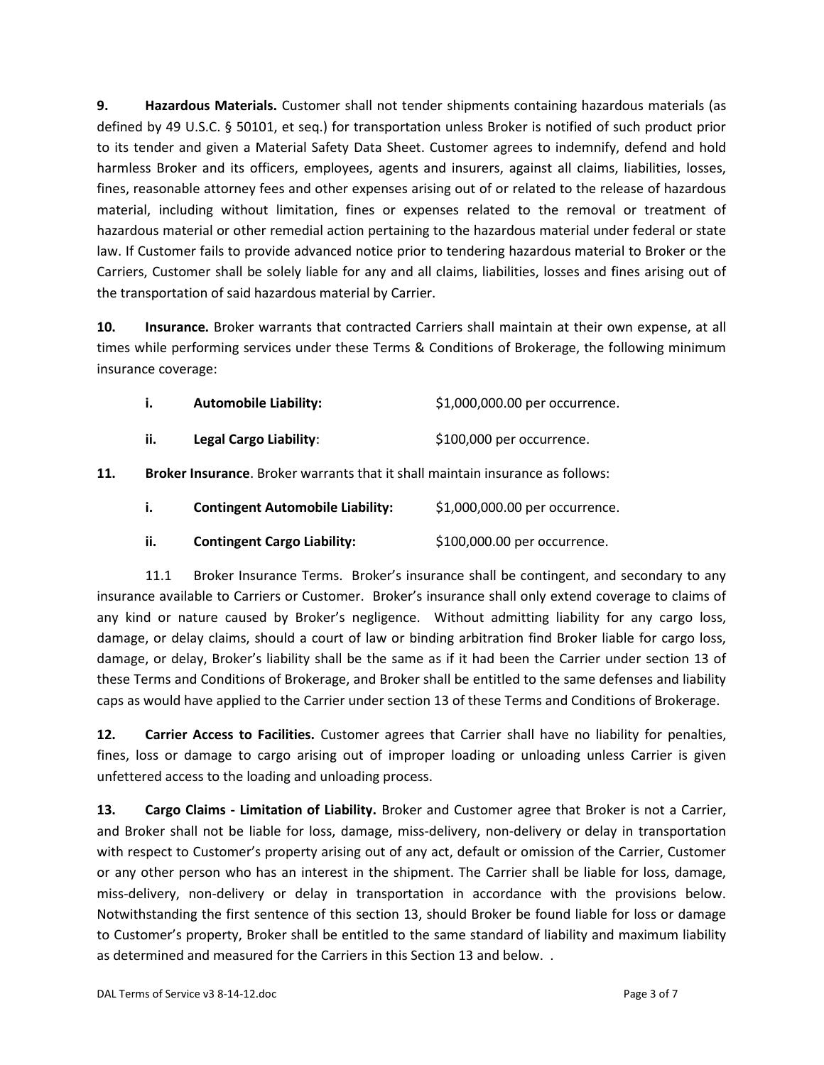**9. Hazardous Materials.** Customer shall not tender shipments containing hazardous materials (as defined by 49 U.S.C. § 50101, et seq.) for transportation unless Broker is notified of such product prior to its tender and given a Material Safety Data Sheet. Customer agrees to indemnify, defend and hold harmless Broker and its officers, employees, agents and insurers, against all claims, liabilities, losses, fines, reasonable attorney fees and other expenses arising out of or related to the release of hazardous material, including without limitation, fines or expenses related to the removal or treatment of hazardous material or other remedial action pertaining to the hazardous material under federal or state law. If Customer fails to provide advanced notice prior to tendering hazardous material to Broker or the Carriers, Customer shall be solely liable for any and all claims, liabilities, losses and fines arising out of the transportation of said hazardous material by Carrier.

**10. Insurance.** Broker warrants that contracted Carriers shall maintain at their own expense, at all times while performing services under these Terms & Conditions of Brokerage, the following minimum insurance coverage:

- **i. Automobile Liability:** $1,000,000.00 per occurrence.
- **ii. Legal Cargo Liability**: $100,000 per occurrence.

**11. Broker Insurance**. Broker warrants that it shall maintain insurance as follows:

- **i. Contingent Automobile Liability:** $1,000,000.00 per occurrence.
- **ii. Contingent Cargo Liability:** $100,000.00 per occurrence.

11.1 Broker Insurance Terms. Broker's insurance shall be contingent, and secondary to any insurance available to Carriers or Customer. Broker's insurance shall only extend coverage to claims of any kind or nature caused by Broker's negligence. Without admitting liability for any cargo loss, damage, or delay claims, should a court of law or binding arbitration find Broker liable for cargo loss, damage, or delay, Broker's liability shall be the same as if it had been the Carrier under section 13 of these Terms and Conditions of Brokerage, and Broker shall be entitled to the same defenses and liability caps as would have applied to the Carrier under section 13 of these Terms and Conditions of Brokerage.

**12. Carrier Access to Facilities.** Customer agrees that Carrier shall have no liability for penalties, fines, loss or damage to cargo arising out of improper loading or unloading unless Carrier is given unfettered access to the loading and unloading process.

**13. Cargo Claims - Limitation of Liability.** Broker and Customer agree that Broker is not a Carrier, and Broker shall not be liable for loss, damage, miss-delivery, non-delivery or delay in transportation with respect to Customer's property arising out of any act, default or omission of the Carrier, Customer or any other person who has an interest in the shipment. The Carrier shall be liable for loss, damage, miss-delivery, non-delivery or delay in transportation in accordance with the provisions below. Notwithstanding the first sentence of this section 13, should Broker be found liable for loss or damage to Customer's property, Broker shall be entitled to the same standard of liability and maximum liability as determined and measured for the Carriers in this Section 13 and below. .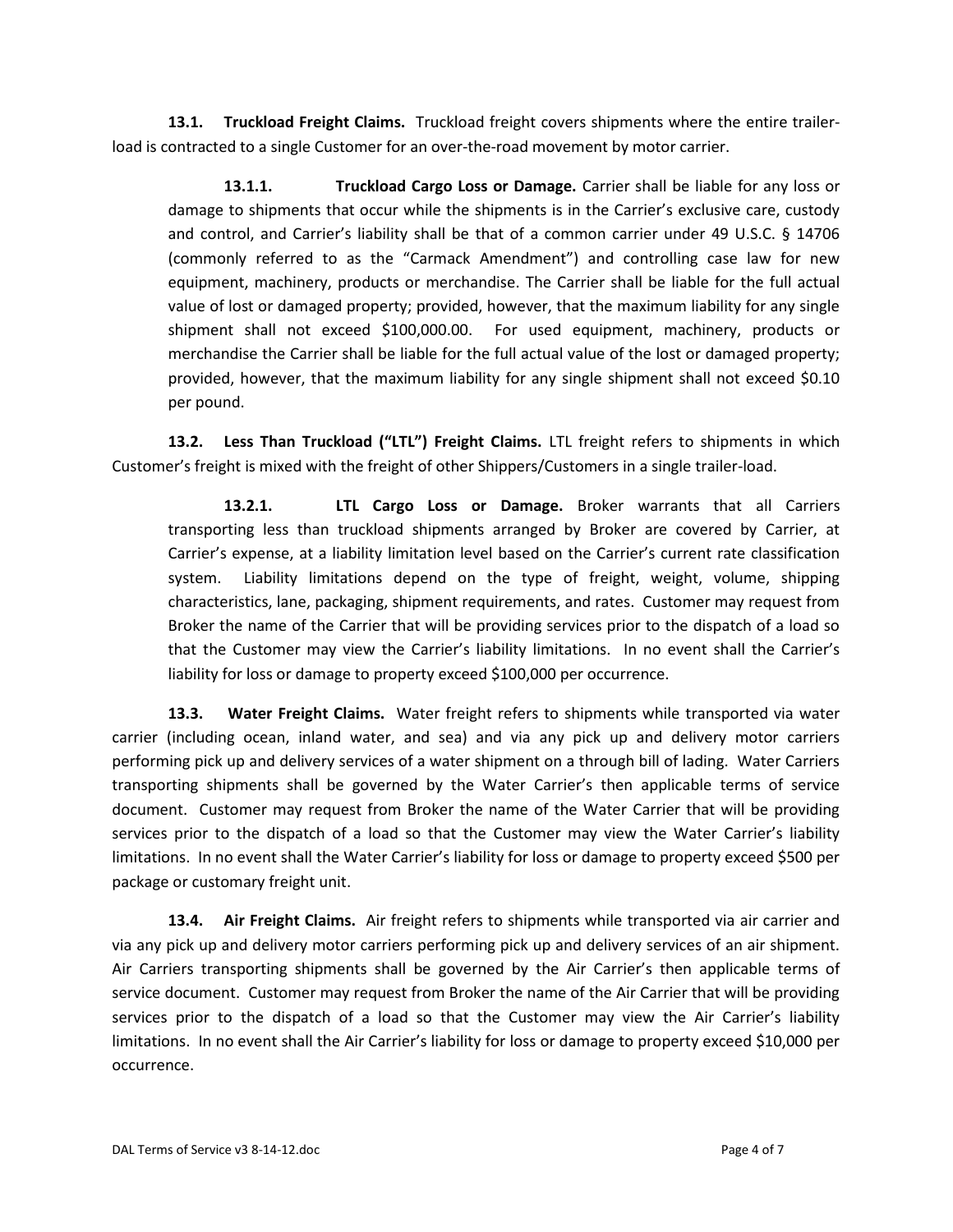**13.1. Truckload Freight Claims.** Truckload freight covers shipments where the entire trailer-load is contracted to a single Customer for an over-the-road movement by motor carrier.

> **13.1.1. Truckload Cargo Loss or Damage.** Carrier shall be liable for any loss or damage to shipments that occur while the shipments is in the Carrier's exclusive care, custody and control, and Carrier's liability shall be that of a common carrier under 49 U.S.C. § 14706 (commonly referred to as the "Carmack Amendment") and controlling case law for new equipment, machinery, products or merchandise. The Carrier shall be liable for the full actual value of lost or damaged property; provided, however, that the maximum liability for any single shipment shall not exceed $100,000.00. For used equipment, machinery, products or merchandise the Carrier shall be liable for the full actual value of the lost or damaged property; provided, however, that the maximum liability for any single shipment shall not exceed $0.10 per pound.

**13.2. Less Than Truckload ("LTL") Freight Claims.** LTL freight refers to shipments in which Customer's freight is mixed with the freight of other Shippers/Customers in a single trailer-load.

> **13.2.1. LTL Cargo Loss or Damage.** Broker warrants that all Carriers transporting less than truckload shipments arranged by Broker are covered by Carrier, at Carrier's expense, at a liability limitation level based on the Carrier's current rate classification system. Liability limitations depend on the type of freight, weight, volume, shipping characteristics, lane, packaging, shipment requirements, and rates. Customer may request from Broker the name of the Carrier that will be providing services prior to the dispatch of a load so that the Customer may view the Carrier's liability limitations. In no event shall the Carrier's liability for loss or damage to property exceed $100,000 per occurrence.

**13.3. Water Freight Claims.** Water freight refers to shipments while transported via water carrier (including ocean, inland water, and sea) and via any pick up and delivery motor carriers performing pick up and delivery services of a water shipment on a through bill of lading. Water Carriers transporting shipments shall be governed by the Water Carrier's then applicable terms of service document. Customer may request from Broker the name of the Water Carrier that will be providing services prior to the dispatch of a load so that the Customer may view the Water Carrier's liability limitations. In no event shall the Water Carrier's liability for loss or damage to property exceed $500 per package or customary freight unit.

**13.4. Air Freight Claims.** Air freight refers to shipments while transported via air carrier and via any pick up and delivery motor carriers performing pick up and delivery services of an air shipment. Air Carriers transporting shipments shall be governed by the Air Carrier's then applicable terms of service document. Customer may request from Broker the name of the Air Carrier that will be providing services prior to the dispatch of a load so that the Customer may view the Air Carrier's liability limitations. In no event shall the Air Carrier's liability for loss or damage to property exceed $10,000 per occurrence.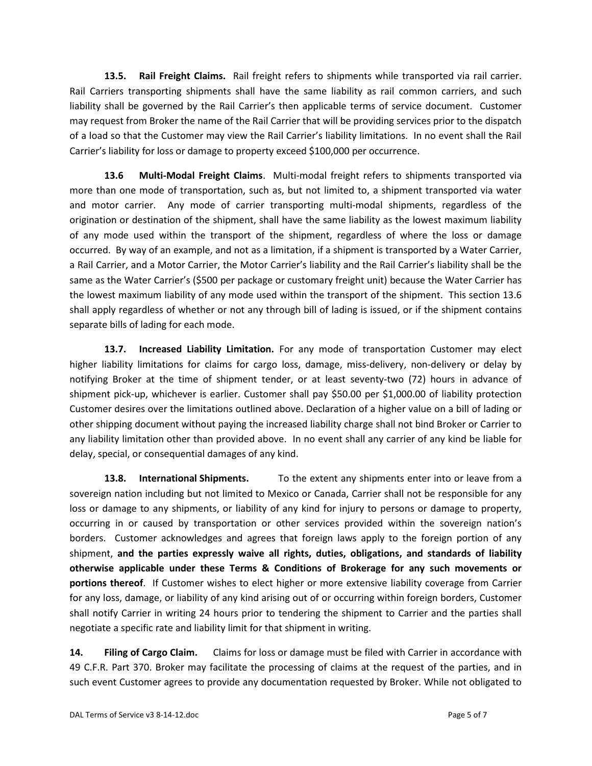**13.5. Rail Freight Claims.** Rail freight refers to shipments while transported via rail carrier. Rail Carriers transporting shipments shall have the same liability as rail common carriers, and such liability shall be governed by the Rail Carrier's then applicable terms of service document. Customer may request from Broker the name of the Rail Carrier that will be providing services prior to the dispatch of a load so that the Customer may view the Rail Carrier's liability limitations. In no event shall the Rail Carrier's liability for loss or damage to property exceed $100,000 per occurrence.

**13.6 Multi-Modal Freight Claims**. Multi-modal freight refers to shipments transported via more than one mode of transportation, such as, but not limited to, a shipment transported via water and motor carrier. Any mode of carrier transporting multi-modal shipments, regardless of the origination or destination of the shipment, shall have the same liability as the lowest maximum liability of any mode used within the transport of the shipment, regardless of where the loss or damage occurred. By way of an example, and not as a limitation, if a shipment is transported by a Water Carrier, a Rail Carrier, and a Motor Carrier, the Motor Carrier's liability and the Rail Carrier's liability shall be the same as the Water Carrier's ($500 per package or customary freight unit) because the Water Carrier has the lowest maximum liability of any mode used within the transport of the shipment. This section 13.6 shall apply regardless of whether or not any through bill of lading is issued, or if the shipment contains separate bills of lading for each mode.

**13.7. Increased Liability Limitation.** For any mode of transportation Customer may elect higher liability limitations for claims for cargo loss, damage, miss-delivery, non-delivery or delay by notifying Broker at the time of shipment tender, or at least seventy-two (72) hours in advance of shipment pick-up, whichever is earlier. Customer shall pay $50.00 per $1,000.00 of liability protection Customer desires over the limitations outlined above. Declaration of a higher value on a bill of lading or other shipping document without paying the increased liability charge shall not bind Broker or Carrier to any liability limitation other than provided above. In no event shall any carrier of any kind be liable for delay, special, or consequential damages of any kind.

**13.8. International Shipments.** To the extent any shipments enter into or leave from a sovereign nation including but not limited to Mexico or Canada, Carrier shall not be responsible for any loss or damage to any shipments, or liability of any kind for injury to persons or damage to property, occurring in or caused by transportation or other services provided within the sovereign nation's borders. Customer acknowledges and agrees that foreign laws apply to the foreign portion of any shipment, **and the parties expressly waive all rights, duties, obligations, and standards of liability otherwise applicable under these Terms & Conditions of Brokerage for any such movements or portions thereof**. If Customer wishes to elect higher or more extensive liability coverage from Carrier for any loss, damage, or liability of any kind arising out of or occurring within foreign borders, Customer shall notify Carrier in writing 24 hours prior to tendering the shipment to Carrier and the parties shall negotiate a specific rate and liability limit for that shipment in writing.

**14. Filing of Cargo Claim.** Claims for loss or damage must be filed with Carrier in accordance with 49 C.F.R. Part 370. Broker may facilitate the processing of claims at the request of the parties, and in such event Customer agrees to provide any documentation requested by Broker. While not obligated to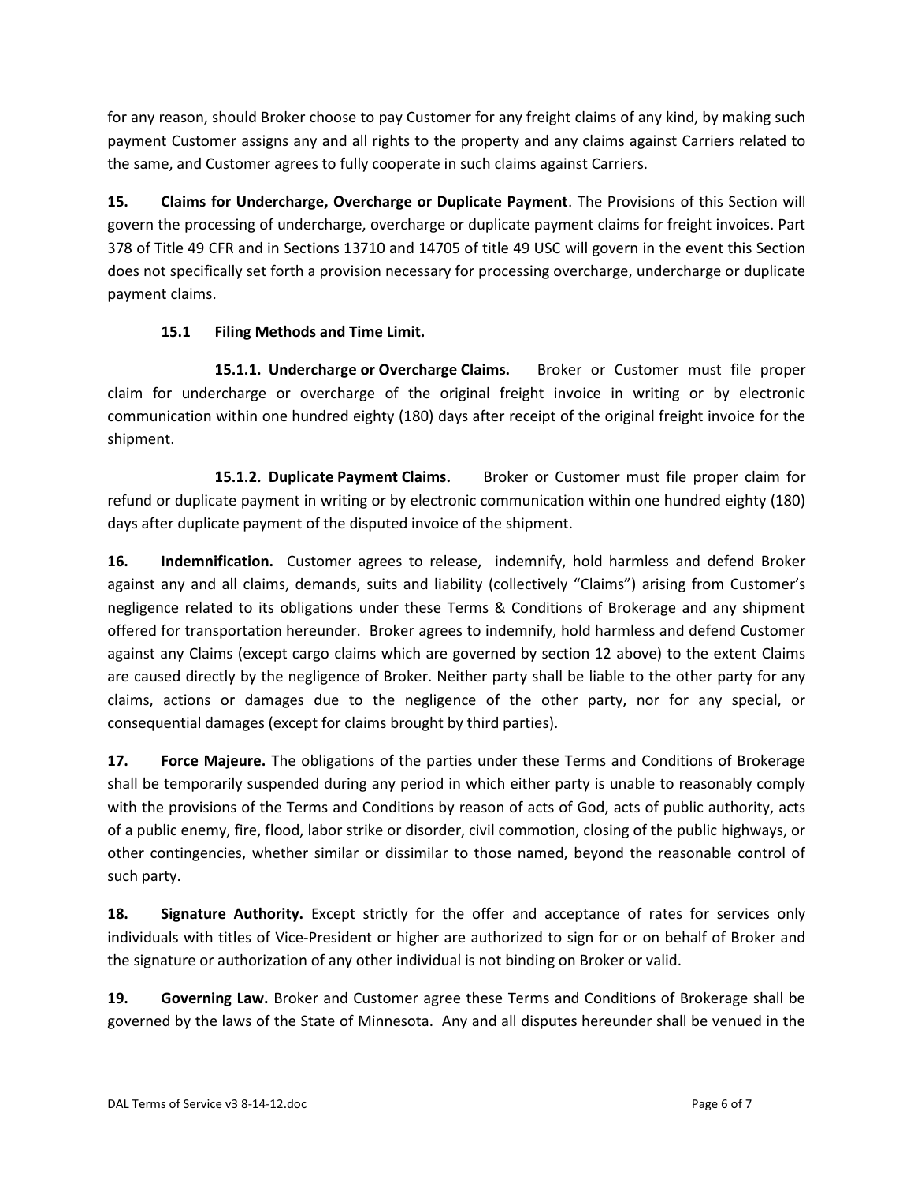for any reason, should Broker choose to pay Customer for any freight claims of any kind, by making such payment Customer assigns any and all rights to the property and any claims against Carriers related to the same, and Customer agrees to fully cooperate in such claims against Carriers.

**15. Claims for Undercharge, Overcharge or Duplicate Payment**. The Provisions of this Section will govern the processing of undercharge, overcharge or duplicate payment claims for freight invoices. Part 378 of Title 49 CFR and in Sections 13710 and 14705 of title 49 USC will govern in the event this Section does not specifically set forth a provision necessary for processing overcharge, undercharge or duplicate payment claims.

**15.1 Filing Methods and Time Limit.**

**15.1.1. Undercharge or Overcharge Claims.** Broker or Customer must file proper claim for undercharge or overcharge of the original freight invoice in writing or by electronic communication within one hundred eighty (180) days after receipt of the original freight invoice for the shipment.

**15.1.2. Duplicate Payment Claims.** Broker or Customer must file proper claim for refund or duplicate payment in writing or by electronic communication within one hundred eighty (180) days after duplicate payment of the disputed invoice of the shipment.

**16. Indemnification.** Customer agrees to release, indemnify, hold harmless and defend Broker against any and all claims, demands, suits and liability (collectively "Claims") arising from Customer's negligence related to its obligations under these Terms & Conditions of Brokerage and any shipment offered for transportation hereunder. Broker agrees to indemnify, hold harmless and defend Customer against any Claims (except cargo claims which are governed by section 12 above) to the extent Claims are caused directly by the negligence of Broker. Neither party shall be liable to the other party for any claims, actions or damages due to the negligence of the other party, nor for any special, or consequential damages (except for claims brought by third parties).

**17. Force Majeure.** The obligations of the parties under these Terms and Conditions of Brokerage shall be temporarily suspended during any period in which either party is unable to reasonably comply with the provisions of the Terms and Conditions by reason of acts of God, acts of public authority, acts of a public enemy, fire, flood, labor strike or disorder, civil commotion, closing of the public highways, or other contingencies, whether similar or dissimilar to those named, beyond the reasonable control of such party.

**18. Signature Authority.** Except strictly for the offer and acceptance of rates for services only individuals with titles of Vice-President or higher are authorized to sign for or on behalf of Broker and the signature or authorization of any other individual is not binding on Broker or valid.

**19. Governing Law.** Broker and Customer agree these Terms and Conditions of Brokerage shall be governed by the laws of the State of Minnesota. Any and all disputes hereunder shall be venued in the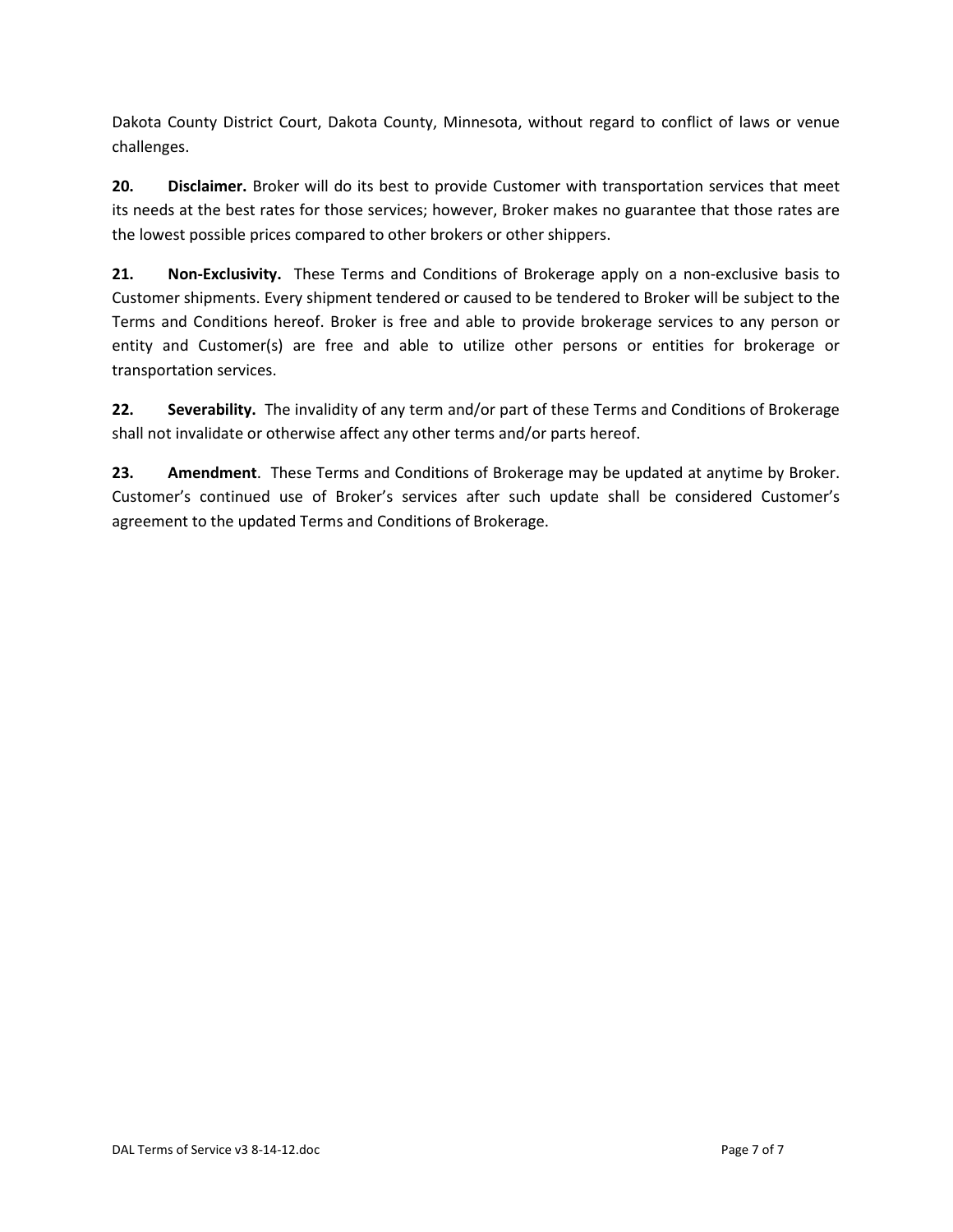Dakota County District Court, Dakota County, Minnesota, without regard to conflict of laws or venue challenges.

**20. Disclaimer.** Broker will do its best to provide Customer with transportation services that meet its needs at the best rates for those services; however, Broker makes no guarantee that those rates are the lowest possible prices compared to other brokers or other shippers.

**21. Non-Exclusivity.** These Terms and Conditions of Brokerage apply on a non-exclusive basis to Customer shipments. Every shipment tendered or caused to be tendered to Broker will be subject to the Terms and Conditions hereof. Broker is free and able to provide brokerage services to any person or entity and Customer(s) are free and able to utilize other persons or entities for brokerage or transportation services.

**22. Severability.** The invalidity of any term and/or part of these Terms and Conditions of Brokerage shall not invalidate or otherwise affect any other terms and/or parts hereof.

**23. Amendment**. These Terms and Conditions of Brokerage may be updated at anytime by Broker. Customer's continued use of Broker's services after such update shall be considered Customer's agreement to the updated Terms and Conditions of Brokerage.